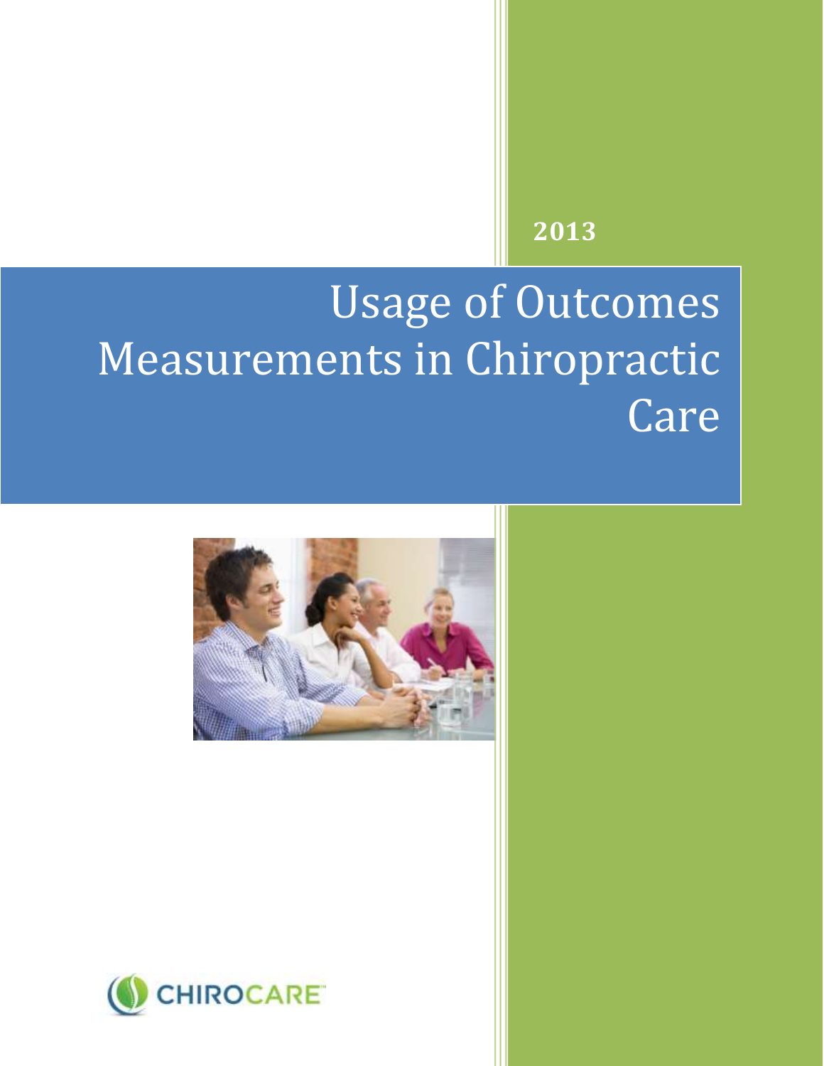2013

# Usage of Outcomes Measurements in Chiropractic Care

CHIROCARE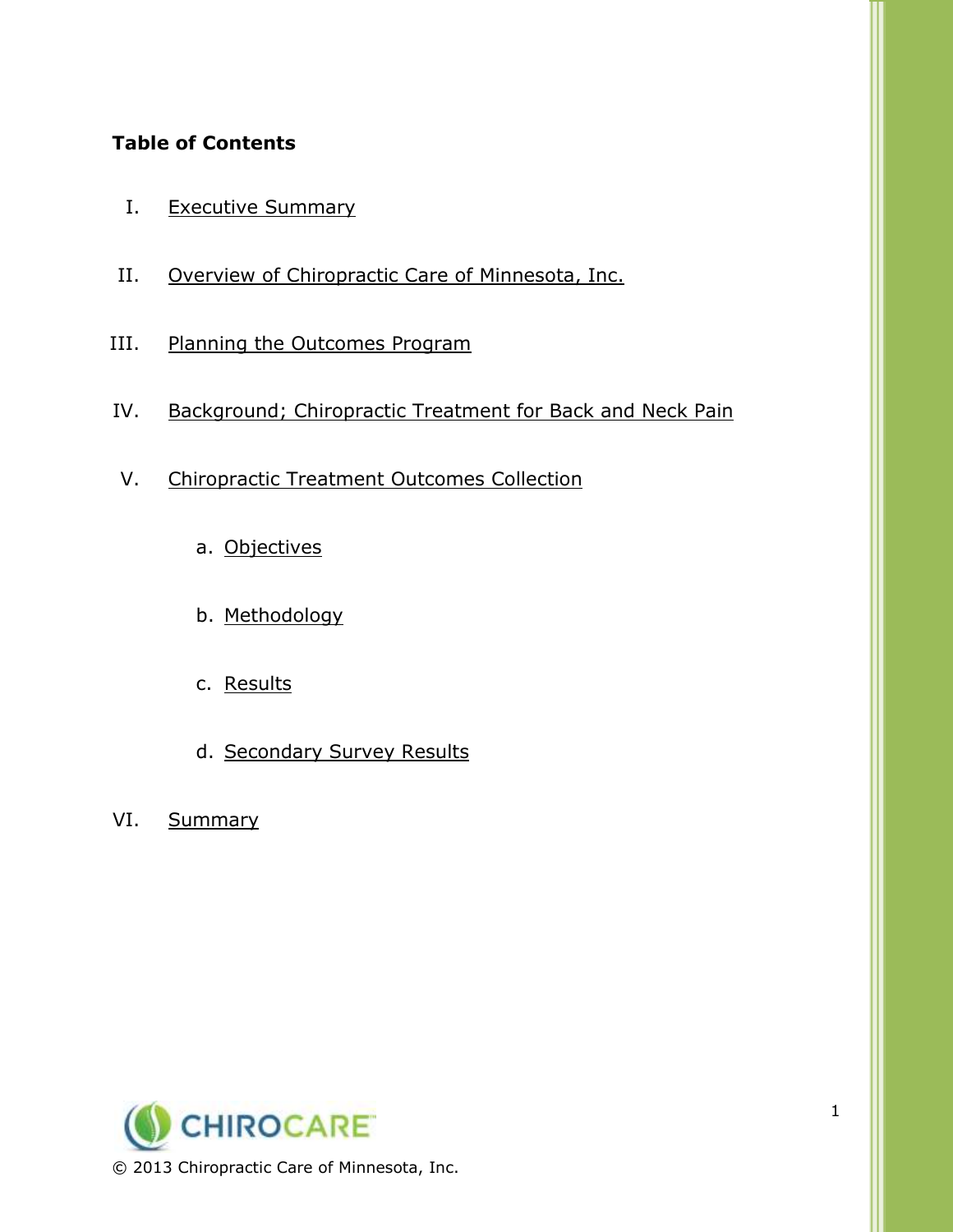**Table of Contents**

I. Executive Summary

II. Overview of Chiropractic Care of Minnesota, Inc.

III. Planning the Outcomes Program

IV. Background; Chiropractic Treatment for Back and Neck Pain

V. Chiropractic Treatment Outcomes Collection

   a. Objectives

   b. Methodology

   c. Results

   d. Secondary Survey Results

VI. Summary

© 2013 Chiropractic Care of Minnesota, Inc.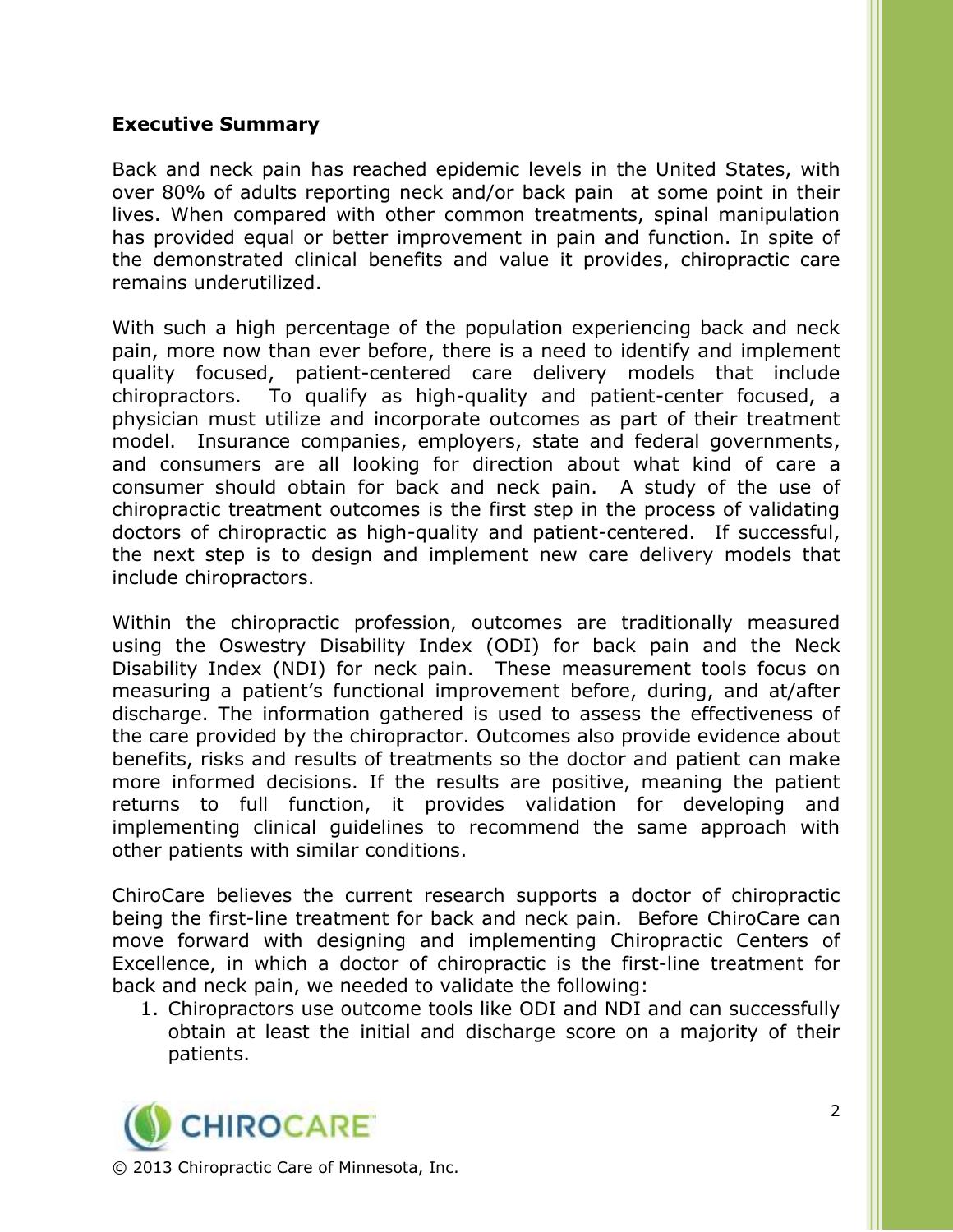## Executive Summary

Back and neck pain has reached epidemic levels in the United States, with over 80% of adults reporting neck and/or back pain at some point in their lives. When compared with other common treatments, spinal manipulation has provided equal or better improvement in pain and function. In spite of the demonstrated clinical benefits and value it provides, chiropractic care remains underutilized.

With such a high percentage of the population experiencing back and neck pain, more now than ever before, there is a need to identify and implement quality focused, patient-centered care delivery models that include chiropractors. To qualify as high-quality and patient-center focused, a physician must utilize and incorporate outcomes as part of their treatment model. Insurance companies, employers, state and federal governments, and consumers are all looking for direction about what kind of care a consumer should obtain for back and neck pain. A study of the use of chiropractic treatment outcomes is the first step in the process of validating doctors of chiropractic as high-quality and patient-centered. If successful, the next step is to design and implement new care delivery models that include chiropractors.

Within the chiropractic profession, outcomes are traditionally measured using the Oswestry Disability Index (ODI) for back pain and the Neck Disability Index (NDI) for neck pain. These measurement tools focus on measuring a patient's functional improvement before, during, and at/after discharge. The information gathered is used to assess the effectiveness of the care provided by the chiropractor. Outcomes also provide evidence about benefits, risks and results of treatments so the doctor and patient can make more informed decisions. If the results are positive, meaning the patient returns to full function, it provides validation for developing and implementing clinical guidelines to recommend the same approach with other patients with similar conditions.

ChiroCare believes the current research supports a doctor of chiropractic being the first-line treatment for back and neck pain. Before ChiroCare can move forward with designing and implementing Chiropractic Centers of Excellence, in which a doctor of chiropractic is the first-line treatment for back and neck pain, we needed to validate the following:

1. Chiropractors use outcome tools like ODI and NDI and can successfully obtain at least the initial and discharge score on a majority of their patients.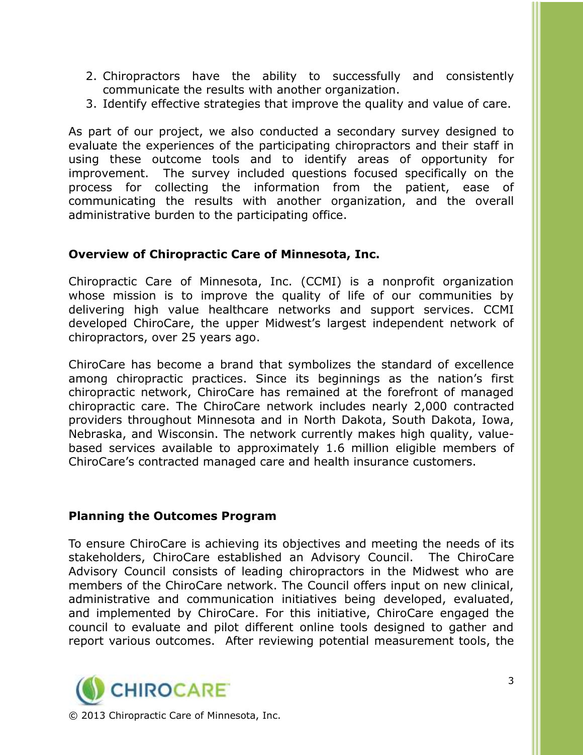2. Chiropractors have the ability to successfully and consistently communicate the results with another organization.
3. Identify effective strategies that improve the quality and value of care.

As part of our project, we also conducted a secondary survey designed to evaluate the experiences of the participating chiropractors and their staff in using these outcome tools and to identify areas of opportunity for improvement. The survey included questions focused specifically on the process for collecting the information from the patient, ease of communicating the results with another organization, and the overall administrative burden to the participating office.

## Overview of Chiropractic Care of Minnesota, Inc.

Chiropractic Care of Minnesota, Inc. (CCMI) is a nonprofit organization whose mission is to improve the quality of life of our communities by delivering high value healthcare networks and support services. CCMI developed ChiroCare, the upper Midwest's largest independent network of chiropractors, over 25 years ago.

ChiroCare has become a brand that symbolizes the standard of excellence among chiropractic practices. Since its beginnings as the nation's first chiropractic network, ChiroCare has remained at the forefront of managed chiropractic care. The ChiroCare network includes nearly 2,000 contracted providers throughout Minnesota and in North Dakota, South Dakota, Iowa, Nebraska, and Wisconsin. The network currently makes high quality, value-based services available to approximately 1.6 million eligible members of ChiroCare's contracted managed care and health insurance customers.

## Planning the Outcomes Program

To ensure ChiroCare is achieving its objectives and meeting the needs of its stakeholders, ChiroCare established an Advisory Council. The ChiroCare Advisory Council consists of leading chiropractors in the Midwest who are members of the ChiroCare network. The Council offers input on new clinical, administrative and communication initiatives being developed, evaluated, and implemented by ChiroCare. For this initiative, ChiroCare engaged the council to evaluate and pilot different online tools designed to gather and report various outcomes. After reviewing potential measurement tools, the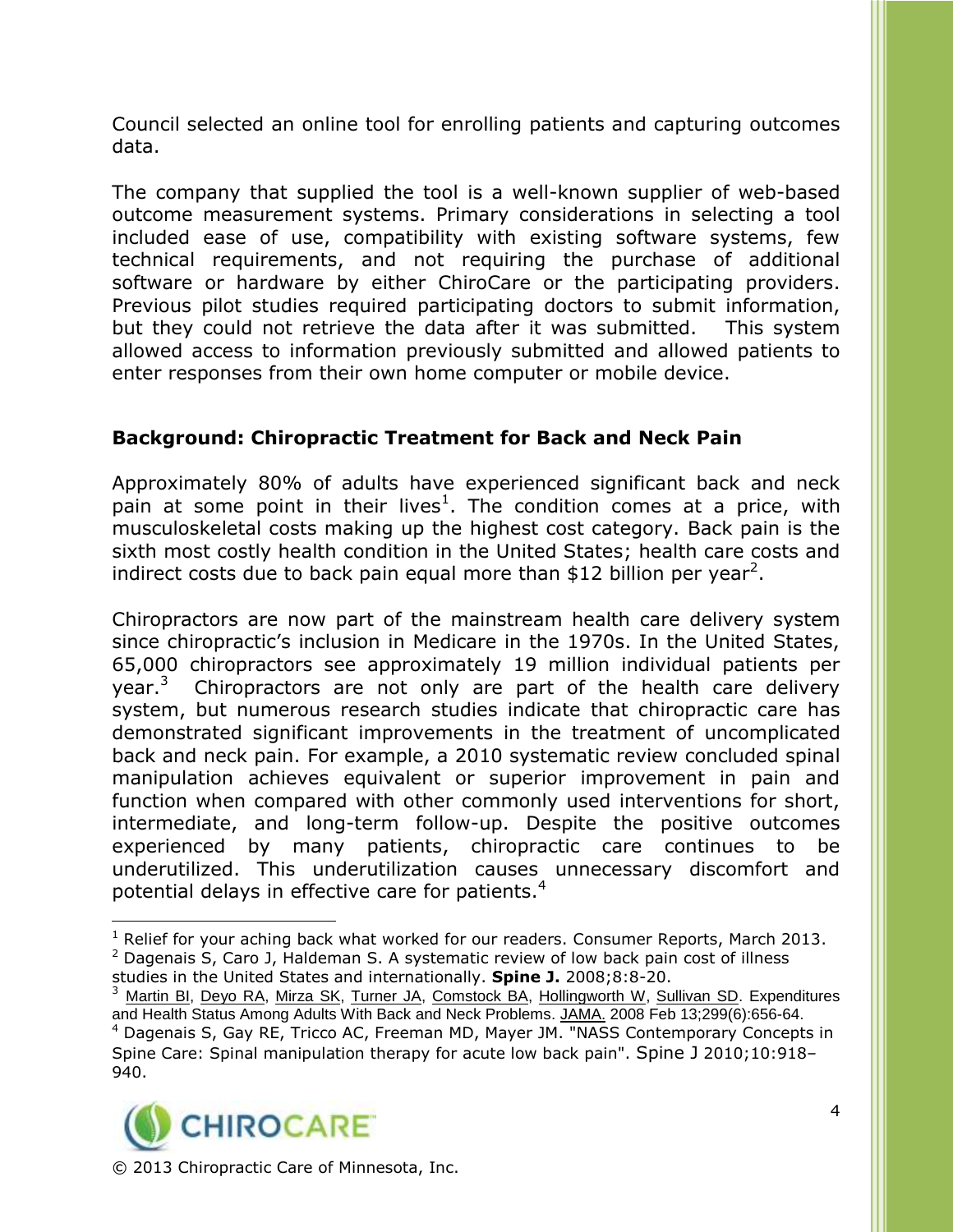Council selected an online tool for enrolling patients and capturing outcomes data.

The company that supplied the tool is a well-known supplier of web-based outcome measurement systems. Primary considerations in selecting a tool included ease of use, compatibility with existing software systems, few technical requirements, and not requiring the purchase of additional software or hardware by either ChiroCare or the participating providers. Previous pilot studies required participating doctors to submit information, but they could not retrieve the data after it was submitted. This system allowed access to information previously submitted and allowed patients to enter responses from their own home computer or mobile device.

## Background: Chiropractic Treatment for Back and Neck Pain

Approximately 80% of adults have experienced significant back and neck pain at some point in their lives[1]. The condition comes at a price, with musculoskeletal costs making up the highest cost category. Back pain is the sixth most costly health condition in the United States; health care costs and indirect costs due to back pain equal more than $12 billion per year[2].

Chiropractors are now part of the mainstream health care delivery system since chiropractic's inclusion in Medicare in the 1970s. In the United States, 65,000 chiropractors see approximately 19 million individual patients per year.[3] Chiropractors are not only are part of the health care delivery system, but numerous research studies indicate that chiropractic care has demonstrated significant improvements in the treatment of uncomplicated back and neck pain. For example, a 2010 systematic review concluded spinal manipulation achieves equivalent or superior improvement in pain and function when compared with other commonly used interventions for short, intermediate, and long-term follow-up. Despite the positive outcomes experienced by many patients, chiropractic care continues to be underutilized. This underutilization causes unnecessary discomfort and potential delays in effective care for patients.[4]

---

[1] Relief for your aching back what worked for our readers. Consumer Reports, March 2013.

[2] Dagenais S, Caro J, Haldeman S. A systematic review of low back pain cost of illness studies in the United States and internationally. **Spine J.** 2008;8:8-20.

[3] Martin BI, Deyo RA, Mirza SK, Turner JA, Comstock BA, Hollingworth W, Sullivan SD. Expenditures and Health Status Among Adults With Back and Neck Problems. JAMA. 2008 Feb 13;299(6):656-64.

[4] Dagenais S, Gay RE, Tricco AC, Freeman MD, Mayer JM. "NASS Contemporary Concepts in Spine Care: Spinal manipulation therapy for acute low back pain". Spine J 2010;10:918–940.

© 2013 Chiropractic Care of Minnesota, Inc.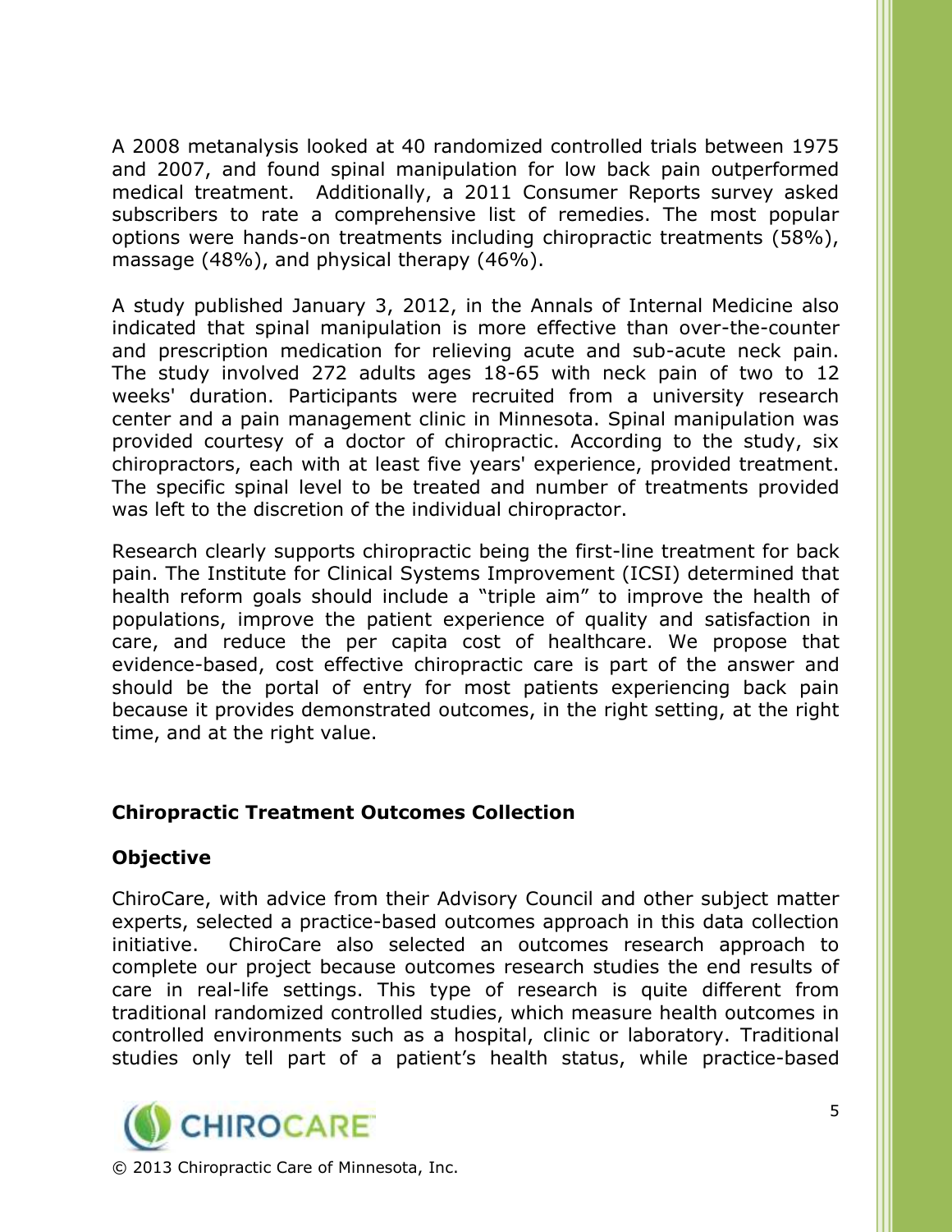A 2008 metanalysis looked at 40 randomized controlled trials between 1975 and 2007, and found spinal manipulation for low back pain outperformed medical treatment. Additionally, a 2011 Consumer Reports survey asked subscribers to rate a comprehensive list of remedies. The most popular options were hands-on treatments including chiropractic treatments (58%), massage (48%), and physical therapy (46%).

A study published January 3, 2012, in the Annals of Internal Medicine also indicated that spinal manipulation is more effective than over-the-counter and prescription medication for relieving acute and sub-acute neck pain. The study involved 272 adults ages 18-65 with neck pain of two to 12 weeks' duration. Participants were recruited from a university research center and a pain management clinic in Minnesota. Spinal manipulation was provided courtesy of a doctor of chiropractic. According to the study, six chiropractors, each with at least five years' experience, provided treatment. The specific spinal level to be treated and number of treatments provided was left to the discretion of the individual chiropractor.

Research clearly supports chiropractic being the first-line treatment for back pain. The Institute for Clinical Systems Improvement (ICSI) determined that health reform goals should include a "triple aim" to improve the health of populations, improve the patient experience of quality and satisfaction in care, and reduce the per capita cost of healthcare. We propose that evidence-based, cost effective chiropractic care is part of the answer and should be the portal of entry for most patients experiencing back pain because it provides demonstrated outcomes, in the right setting, at the right time, and at the right value.

## Chiropractic Treatment Outcomes Collection

### Objective

ChiroCare, with advice from their Advisory Council and other subject matter experts, selected a practice-based outcomes approach in this data collection initiative. ChiroCare also selected an outcomes research approach to complete our project because outcomes research studies the end results of care in real-life settings. This type of research is quite different from traditional randomized controlled studies, which measure health outcomes in controlled environments such as a hospital, clinic or laboratory. Traditional studies only tell part of a patient's health status, while practice-based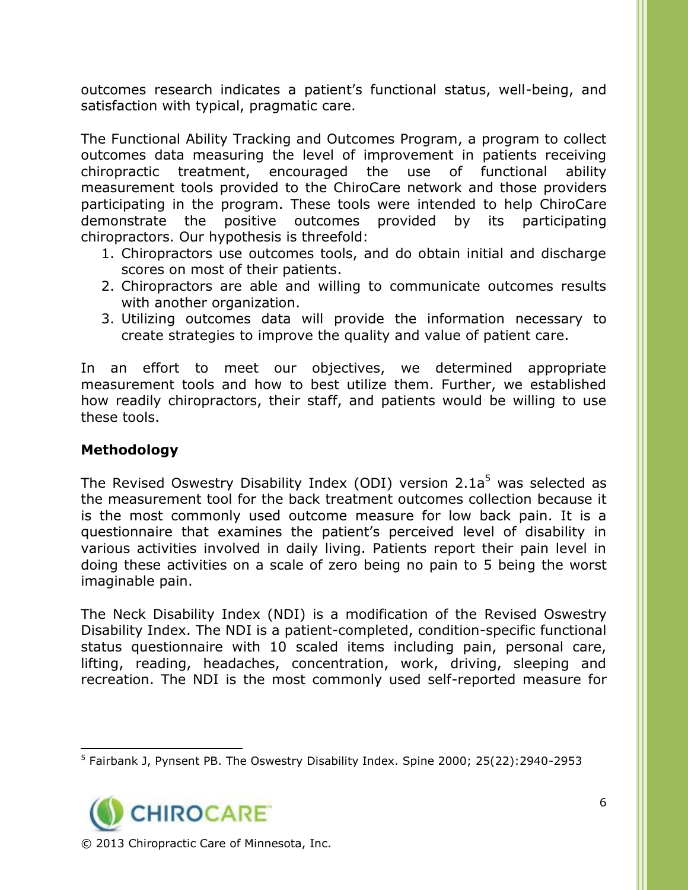outcomes research indicates a patient's functional status, well-being, and satisfaction with typical, pragmatic care.

The Functional Ability Tracking and Outcomes Program, a program to collect outcomes data measuring the level of improvement in patients receiving chiropractic treatment, encouraged the use of functional ability measurement tools provided to the ChiroCare network and those providers participating in the program. These tools were intended to help ChiroCare demonstrate the positive outcomes provided by its participating chiropractors. Our hypothesis is threefold:

1. Chiropractors use outcomes tools, and do obtain initial and discharge scores on most of their patients.
2. Chiropractors are able and willing to communicate outcomes results with another organization.
3. Utilizing outcomes data will provide the information necessary to create strategies to improve the quality and value of patient care.

In an effort to meet our objectives, we determined appropriate measurement tools and how to best utilize them. Further, we established how readily chiropractors, their staff, and patients would be willing to use these tools.

## Methodology

The Revised Oswestry Disability Index (ODI) version 2.1a[5] was selected as the measurement tool for the back treatment outcomes collection because it is the most commonly used outcome measure for low back pain. It is a questionnaire that examines the patient's perceived level of disability in various activities involved in daily living. Patients report their pain level in doing these activities on a scale of zero being no pain to 5 being the worst imaginable pain.

The Neck Disability Index (NDI) is a modification of the Revised Oswestry Disability Index. The NDI is a patient-completed, condition-specific functional status questionnaire with 10 scaled items including pain, personal care, lifting, reading, headaches, concentration, work, driving, sleeping and recreation. The NDI is the most commonly used self-reported measure for

[5] Fairbank J, Pynsent PB. The Oswestry Disability Index. Spine 2000; 25(22):2940-2953

© 2013 Chiropractic Care of Minnesota, Inc.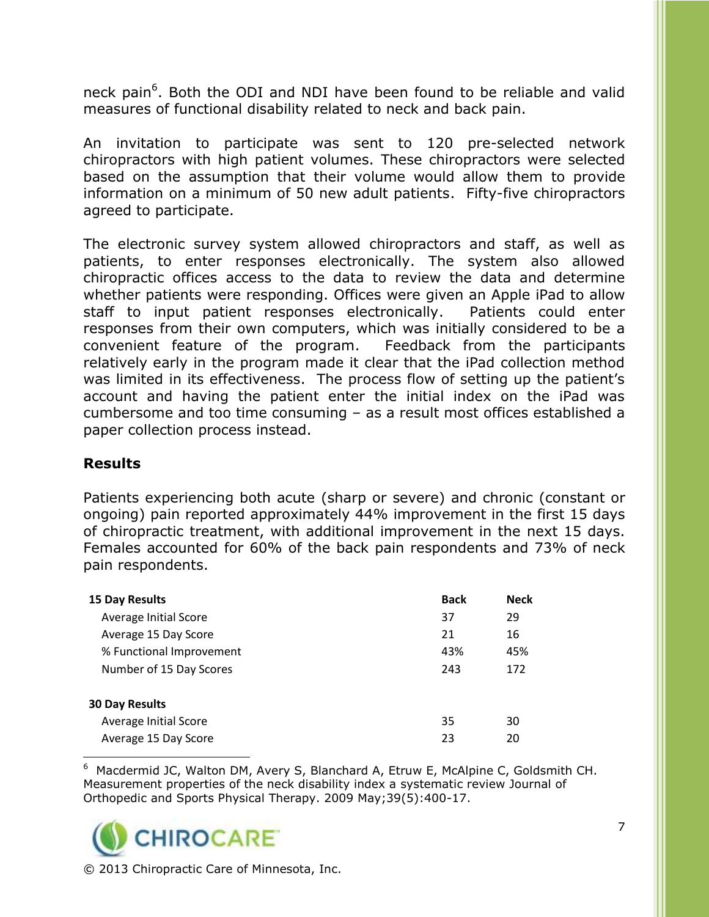neck pain[6]. Both the ODI and NDI have been found to be reliable and valid measures of functional disability related to neck and back pain.

An invitation to participate was sent to 120 pre-selected network chiropractors with high patient volumes. These chiropractors were selected based on the assumption that their volume would allow them to provide information on a minimum of 50 new adult patients. Fifty-five chiropractors agreed to participate.

The electronic survey system allowed chiropractors and staff, as well as patients, to enter responses electronically. The system also allowed chiropractic offices access to the data to review the data and determine whether patients were responding. Offices were given an Apple iPad to allow staff to input patient responses electronically. Patients could enter responses from their own computers, which was initially considered to be a convenient feature of the program. Feedback from the participants relatively early in the program made it clear that the iPad collection method was limited in its effectiveness. The process flow of setting up the patient's account and having the patient enter the initial index on the iPad was cumbersome and too time consuming – as a result most offices established a paper collection process instead.

## Results

Patients experiencing both acute (sharp or severe) and chronic (constant or ongoing) pain reported approximately 44% improvement in the first 15 days of chiropractic treatment, with additional improvement in the next 15 days. Females accounted for 60% of the back pain respondents and 73% of neck pain respondents.

| **15 Day Results** | **Back** | **Neck** |
|---|---|---|
| Average Initial Score | 37 | 29 |
| Average 15 Day Score | 21 | 16 |
| % Functional Improvement | 43% | 45% |
| Number of 15 Day Scores | 243 | 172 |
| | | |
| **30 Day Results** | | |
| Average Initial Score | 35 | 30 |
| Average 15 Day Score | 23 | 20 |

[6] Macdermid JC, Walton DM, Avery S, Blanchard A, Etruw E, McAlpine C, Goldsmith CH. Measurement properties of the neck disability index a systematic review Journal of Orthopedic and Sports Physical Therapy. 2009 May;39(5):400-17.

© 2013 Chiropractic Care of Minnesota, Inc.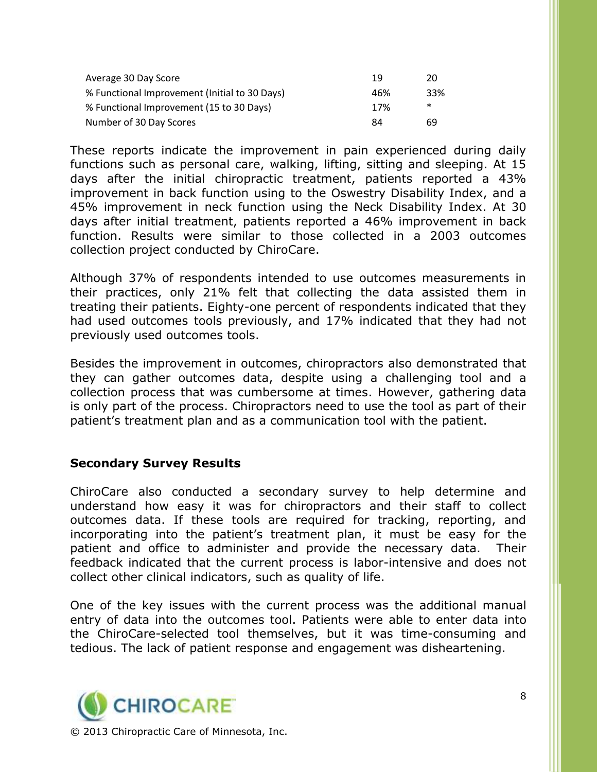| | | |
|---|---|---|
| Average 30 Day Score | 19 | 20 |
| % Functional Improvement (Initial to 30 Days) | 46% | 33% |
| % Functional Improvement (15 to 30 Days) | 17% | * |
| Number of 30 Day Scores | 84 | 69 |

These reports indicate the improvement in pain experienced during daily functions such as personal care, walking, lifting, sitting and sleeping. At 15 days after the initial chiropractic treatment, patients reported a 43% improvement in back function using to the Oswestry Disability Index, and a 45% improvement in neck function using the Neck Disability Index. At 30 days after initial treatment, patients reported a 46% improvement in back function. Results were similar to those collected in a 2003 outcomes collection project conducted by ChiroCare.

Although 37% of respondents intended to use outcomes measurements in their practices, only 21% felt that collecting the data assisted them in treating their patients. Eighty-one percent of respondents indicated that they had used outcomes tools previously, and 17% indicated that they had not previously used outcomes tools.

Besides the improvement in outcomes, chiropractors also demonstrated that they can gather outcomes data, despite using a challenging tool and a collection process that was cumbersome at times. However, gathering data is only part of the process. Chiropractors need to use the tool as part of their patient's treatment plan and as a communication tool with the patient.

### Secondary Survey Results

ChiroCare also conducted a secondary survey to help determine and understand how easy it was for chiropractors and their staff to collect outcomes data. If these tools are required for tracking, reporting, and incorporating into the patient's treatment plan, it must be easy for the patient and office to administer and provide the necessary data. Their feedback indicated that the current process is labor-intensive and does not collect other clinical indicators, such as quality of life.

One of the key issues with the current process was the additional manual entry of data into the outcomes tool. Patients were able to enter data into the ChiroCare-selected tool themselves, but it was time-consuming and tedious. The lack of patient response and engagement was disheartening.

© 2013 Chiropractic Care of Minnesota, Inc.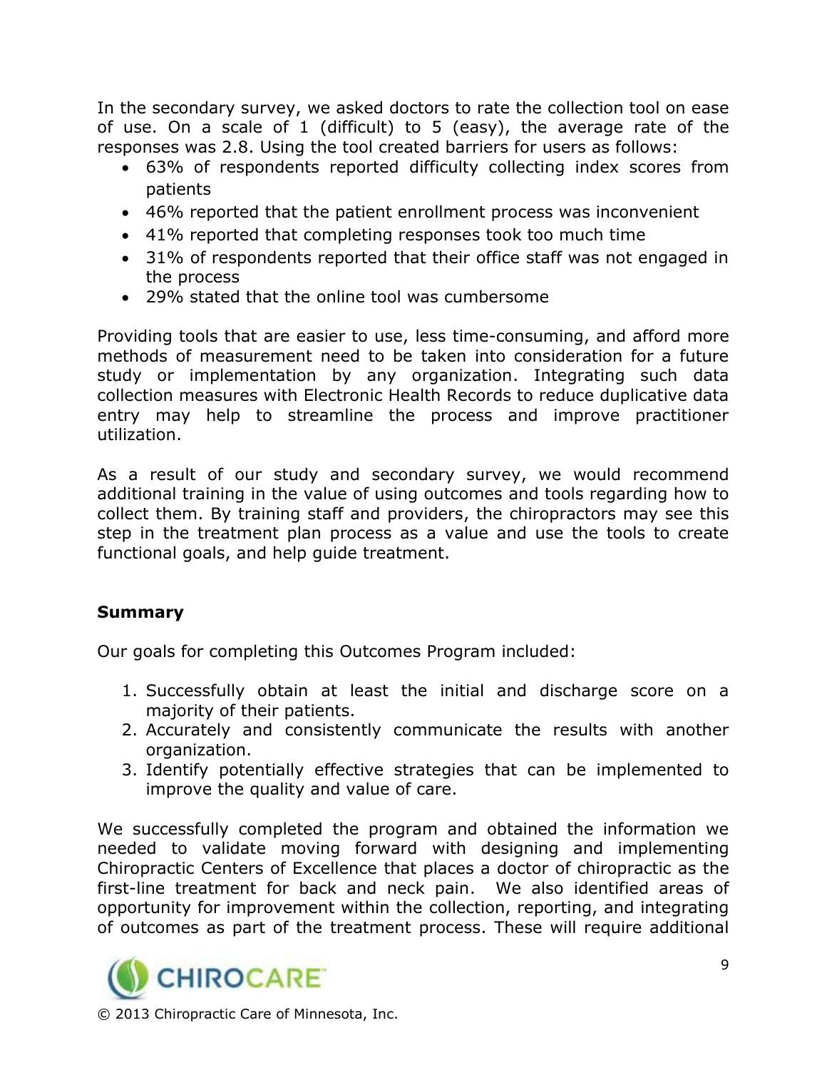In the secondary survey, we asked doctors to rate the collection tool on ease of use. On a scale of 1 (difficult) to 5 (easy), the average rate of the responses was 2.8. Using the tool created barriers for users as follows:

- 63% of respondents reported difficulty collecting index scores from patients
- 46% reported that the patient enrollment process was inconvenient
- 41% reported that completing responses took too much time
- 31% of respondents reported that their office staff was not engaged in the process
- 29% stated that the online tool was cumbersome

Providing tools that are easier to use, less time-consuming, and afford more methods of measurement need to be taken into consideration for a future study or implementation by any organization. Integrating such data collection measures with Electronic Health Records to reduce duplicative data entry may help to streamline the process and improve practitioner utilization.

As a result of our study and secondary survey, we would recommend additional training in the value of using outcomes and tools regarding how to collect them. By training staff and providers, the chiropractors may see this step in the treatment plan process as a value and use the tools to create functional goals, and help guide treatment.

## Summary

Our goals for completing this Outcomes Program included:

1. Successfully obtain at least the initial and discharge score on a majority of their patients.
2. Accurately and consistently communicate the results with another organization.
3. Identify potentially effective strategies that can be implemented to improve the quality and value of care.

We successfully completed the program and obtained the information we needed to validate moving forward with designing and implementing Chiropractic Centers of Excellence that places a doctor of chiropractic as the first-line treatment for back and neck pain. We also identified areas of opportunity for improvement within the collection, reporting, and integrating of outcomes as part of the treatment process. These will require additional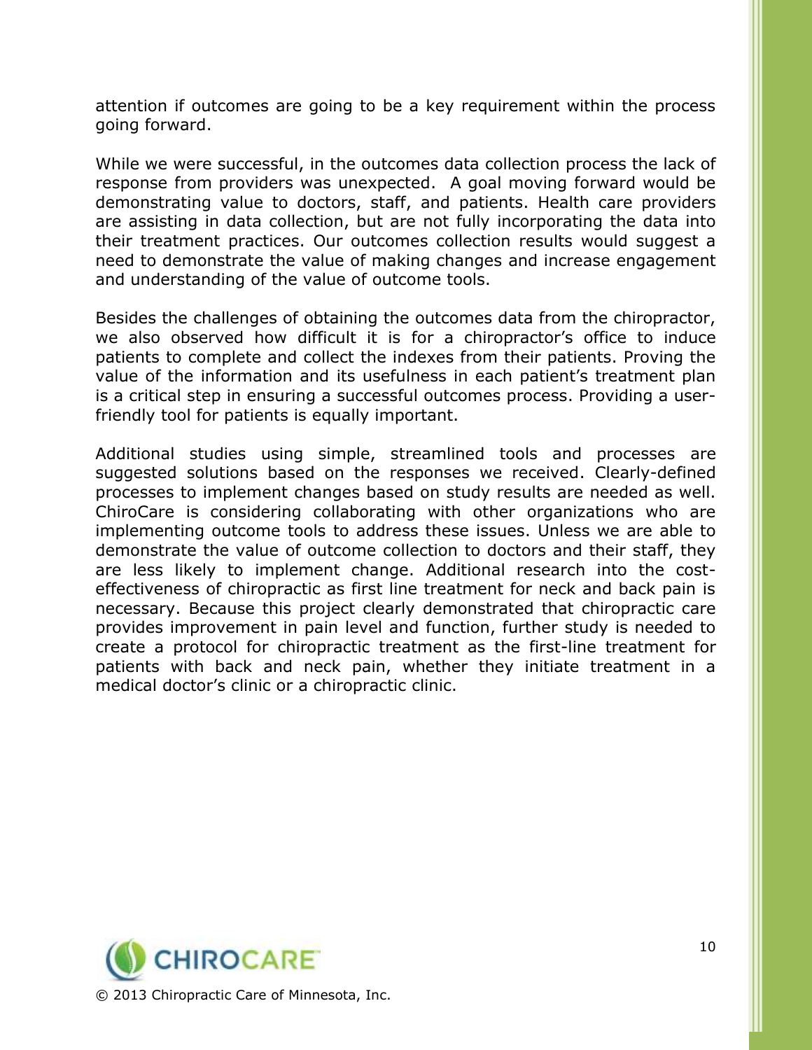attention if outcomes are going to be a key requirement within the process going forward.

While we were successful, in the outcomes data collection process the lack of response from providers was unexpected. A goal moving forward would be demonstrating value to doctors, staff, and patients. Health care providers are assisting in data collection, but are not fully incorporating the data into their treatment practices. Our outcomes collection results would suggest a need to demonstrate the value of making changes and increase engagement and understanding of the value of outcome tools.

Besides the challenges of obtaining the outcomes data from the chiropractor, we also observed how difficult it is for a chiropractor's office to induce patients to complete and collect the indexes from their patients. Proving the value of the information and its usefulness in each patient's treatment plan is a critical step in ensuring a successful outcomes process. Providing a user-friendly tool for patients is equally important.

Additional studies using simple, streamlined tools and processes are suggested solutions based on the responses we received. Clearly-defined processes to implement changes based on study results are needed as well. ChiroCare is considering collaborating with other organizations who are implementing outcome tools to address these issues. Unless we are able to demonstrate the value of outcome collection to doctors and their staff, they are less likely to implement change. Additional research into the cost-effectiveness of chiropractic as first line treatment for neck and back pain is necessary. Because this project clearly demonstrated that chiropractic care provides improvement in pain level and function, further study is needed to create a protocol for chiropractic treatment as the first-line treatment for patients with back and neck pain, whether they initiate treatment in a medical doctor's clinic or a chiropractic clinic.